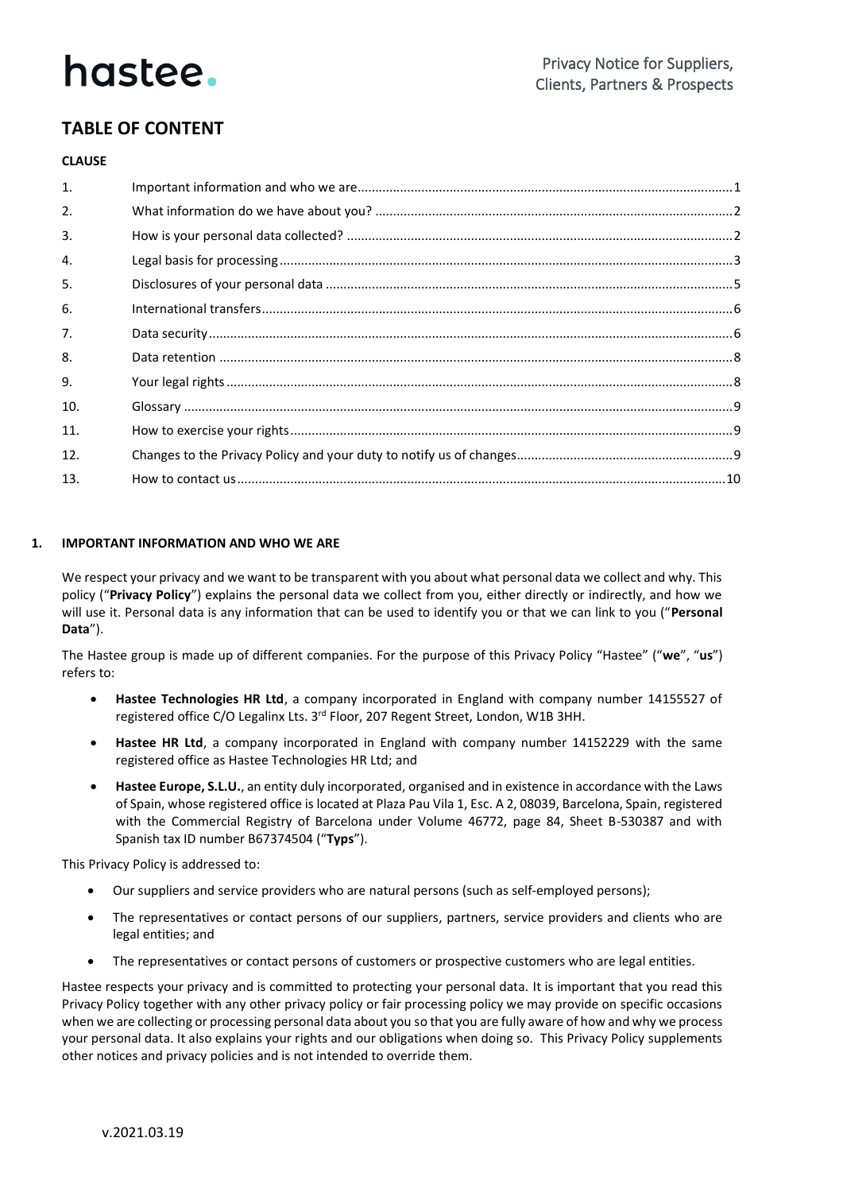# TABLE OF CONTENT

**CLAUSE**

| | | |
|---|---|---|
| 1. | Important information and who we are | 1 |
| 2. | What information do we have about you? | 2 |
| 3. | How is your personal data collected? | 2 |
| 4. | Legal basis for processing | 3 |
| 5. | Disclosures of your personal data | 5 |
| 6. | International transfers | 6 |
| 7. | Data security | 6 |
| 8. | Data retention | 8 |
| 9. | Your legal rights | 8 |
| 10. | Glossary | 9 |
| 11. | How to exercise your rights | 9 |
| 12. | Changes to the Privacy Policy and your duty to notify us of changes | 9 |
| 13. | How to contact us | 10 |

## 1. IMPORTANT INFORMATION AND WHO WE ARE

We respect your privacy and we want to be transparent with you about what personal data we collect and why. This policy ("**Privacy Policy**") explains the personal data we collect from you, either directly or indirectly, and how we will use it. Personal data is any information that can be used to identify you or that we can link to you ("**Personal Data**").

The Hastee group is made up of different companies. For the purpose of this Privacy Policy "Hastee" ("**we**", "**us**") refers to:

- **Hastee Technologies HR Ltd**, a company incorporated in England with company number 14155527 of registered office C/O Legalinx Lts. 3rd Floor, 207 Regent Street, London, W1B 3HH.
- **Hastee HR Ltd**, a company incorporated in England with company number 14152229 with the same registered office as Hastee Technologies HR Ltd; and
- **Hastee Europe, S.L.U.**, an entity duly incorporated, organised and in existence in accordance with the Laws of Spain, whose registered office is located at Plaza Pau Vila 1, Esc. A 2, 08039, Barcelona, Spain, registered with the Commercial Registry of Barcelona under Volume 46772, page 84, Sheet B-530387 and with Spanish tax ID number B67374504 ("**Typs**").

This Privacy Policy is addressed to:

- Our suppliers and service providers who are natural persons (such as self-employed persons);
- The representatives or contact persons of our suppliers, partners, service providers and clients who are legal entities; and
- The representatives or contact persons of customers or prospective customers who are legal entities.

Hastee respects your privacy and is committed to protecting your personal data. It is important that you read this Privacy Policy together with any other privacy policy or fair processing policy we may provide on specific occasions when we are collecting or processing personal data about you so that you are fully aware of how and why we process your personal data. It also explains your rights and our obligations when doing so. This Privacy Policy supplements other notices and privacy policies and is not intended to override them.

v.2021.03.19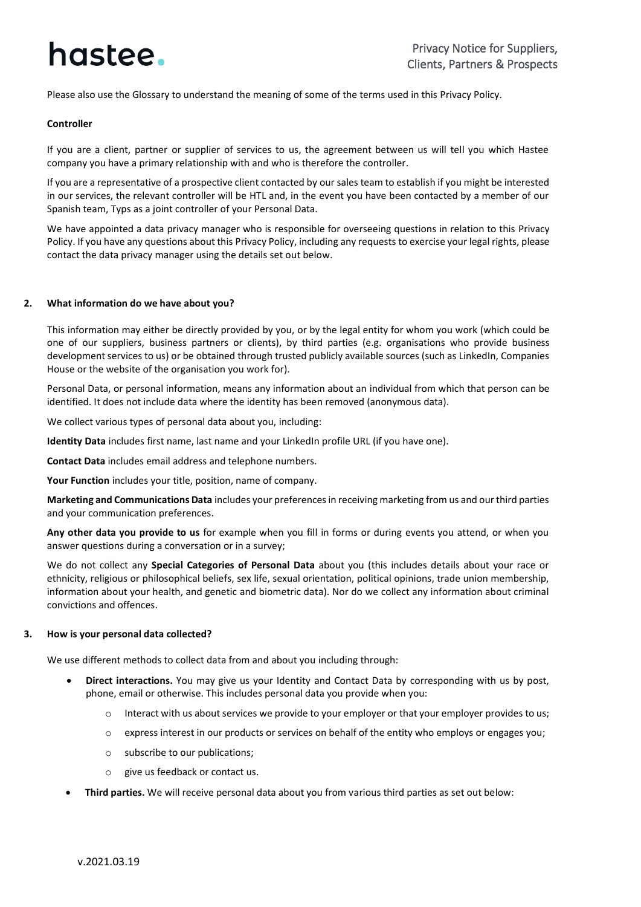Please also use the Glossary to understand the meaning of some of the terms used in this Privacy Policy.

**Controller**

If you are a client, partner or supplier of services to us, the agreement between us will tell you which Hastee company you have a primary relationship with and who is therefore the controller.

If you are a representative of a prospective client contacted by our sales team to establish if you might be interested in our services, the relevant controller will be HTL and, in the event you have been contacted by a member of our Spanish team, Typs as a joint controller of your Personal Data.

We have appointed a data privacy manager who is responsible for overseeing questions in relation to this Privacy Policy. If you have any questions about this Privacy Policy, including any requests to exercise your legal rights, please contact the data privacy manager using the details set out below.

## 2. What information do we have about you?

This information may either be directly provided by you, or by the legal entity for whom you work (which could be one of our suppliers, business partners or clients), by third parties (e.g. organisations who provide business development services to us) or be obtained through trusted publicly available sources (such as LinkedIn, Companies House or the website of the organisation you work for).

Personal Data, or personal information, means any information about an individual from which that person can be identified. It does not include data where the identity has been removed (anonymous data).

We collect various types of personal data about you, including:

**Identity Data** includes first name, last name and your LinkedIn profile URL (if you have one).

**Contact Data** includes email address and telephone numbers.

**Your Function** includes your title, position, name of company.

**Marketing and Communications Data** includes your preferences in receiving marketing from us and our third parties and your communication preferences.

**Any other data you provide to us** for example when you fill in forms or during events you attend, or when you answer questions during a conversation or in a survey;

We do not collect any **Special Categories of Personal Data** about you (this includes details about your race or ethnicity, religious or philosophical beliefs, sex life, sexual orientation, political opinions, trade union membership, information about your health, and genetic and biometric data). Nor do we collect any information about criminal convictions and offences.

## 3. How is your personal data collected?

We use different methods to collect data from and about you including through:

- **Direct interactions.** You may give us your Identity and Contact Data by corresponding with us by post, phone, email or otherwise. This includes personal data you provide when you:
  - Interact with us about services we provide to your employer or that your employer provides to us;
  - express interest in our products or services on behalf of the entity who employs or engages you;
  - subscribe to our publications;
  - give us feedback or contact us.
- **Third parties.** We will receive personal data about you from various third parties as set out below: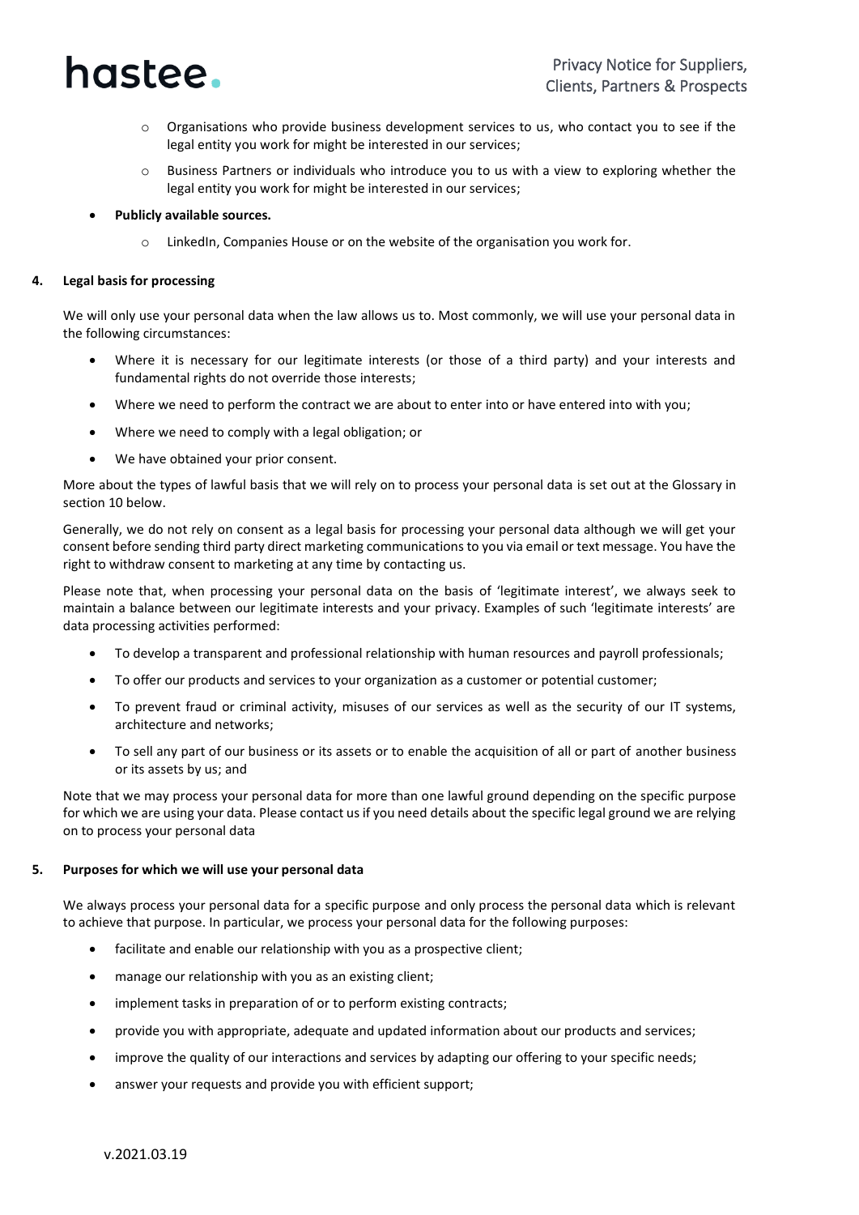- Organisations who provide business development services to us, who contact you to see if the legal entity you work for might be interested in our services;
   - Business Partners or individuals who introduce you to us with a view to exploring whether the legal entity you work for might be interested in our services;

- **Publicly available sources.**
   - LinkedIn, Companies House or on the website of the organisation you work for.

## 4. Legal basis for processing

We will only use your personal data when the law allows us to. Most commonly, we will use your personal data in the following circumstances:

- Where it is necessary for our legitimate interests (or those of a third party) and your interests and fundamental rights do not override those interests;
- Where we need to perform the contract we are about to enter into or have entered into with you;
- Where we need to comply with a legal obligation; or
- We have obtained your prior consent.

More about the types of lawful basis that we will rely on to process your personal data is set out at the Glossary in section 10 below.

Generally, we do not rely on consent as a legal basis for processing your personal data although we will get your consent before sending third party direct marketing communications to you via email or text message. You have the right to withdraw consent to marketing at any time by contacting us.

Please note that, when processing your personal data on the basis of 'legitimate interest', we always seek to maintain a balance between our legitimate interests and your privacy. Examples of such 'legitimate interests' are data processing activities performed:

- To develop a transparent and professional relationship with human resources and payroll professionals;
- To offer our products and services to your organization as a customer or potential customer;
- To prevent fraud or criminal activity, misuses of our services as well as the security of our IT systems, architecture and networks;
- To sell any part of our business or its assets or to enable the acquisition of all or part of another business or its assets by us; and

Note that we may process your personal data for more than one lawful ground depending on the specific purpose for which we are using your data. Please contact us if you need details about the specific legal ground we are relying on to process your personal data

## 5. Purposes for which we will use your personal data

We always process your personal data for a specific purpose and only process the personal data which is relevant to achieve that purpose. In particular, we process your personal data for the following purposes:

- facilitate and enable our relationship with you as a prospective client;
- manage our relationship with you as an existing client;
- implement tasks in preparation of or to perform existing contracts;
- provide you with appropriate, adequate and updated information about our products and services;
- improve the quality of our interactions and services by adapting our offering to your specific needs;
- answer your requests and provide you with efficient support;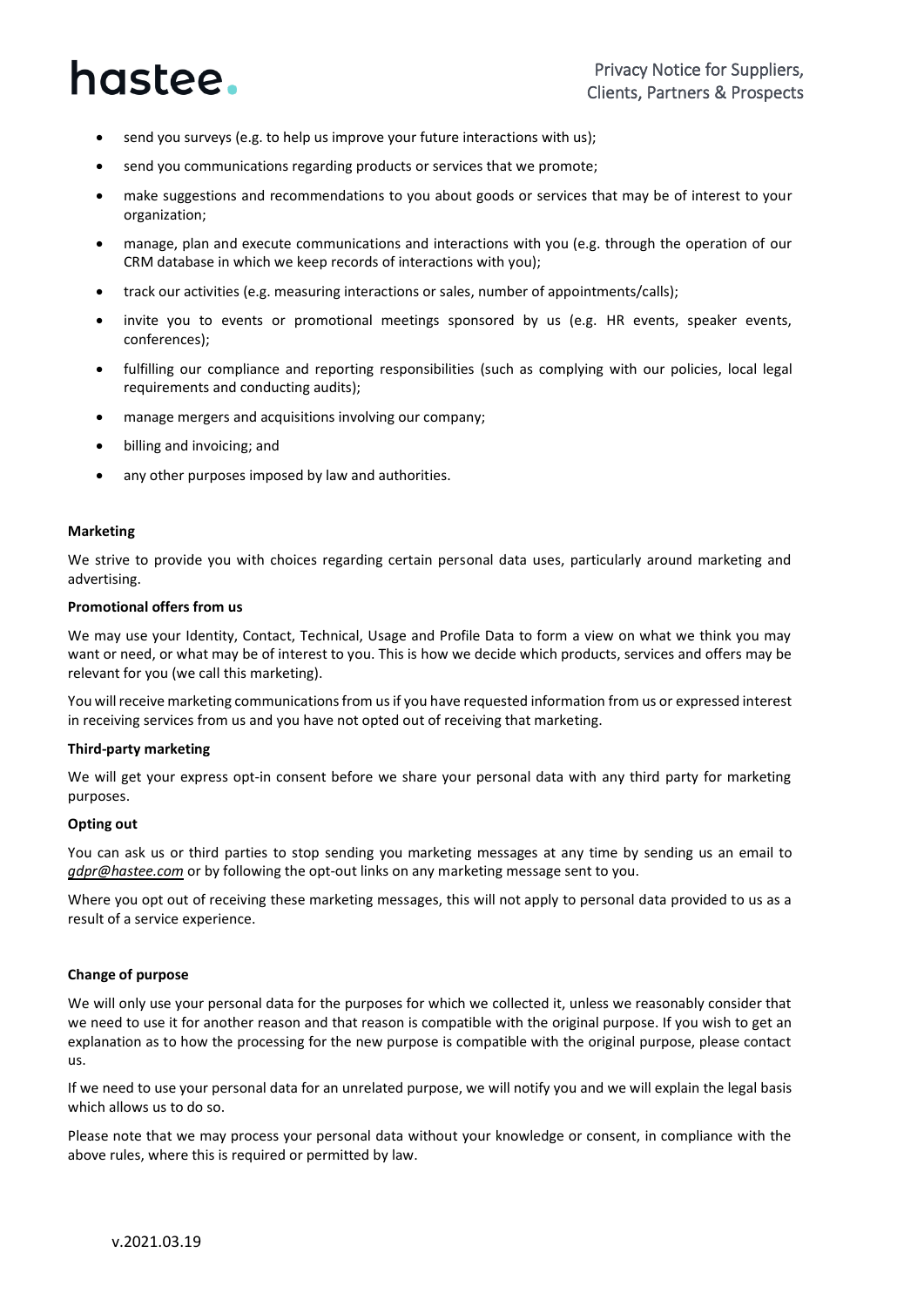- send you surveys (e.g. to help us improve your future interactions with us);
- send you communications regarding products or services that we promote;
- make suggestions and recommendations to you about goods or services that may be of interest to your organization;
- manage, plan and execute communications and interactions with you (e.g. through the operation of our CRM database in which we keep records of interactions with you);
- track our activities (e.g. measuring interactions or sales, number of appointments/calls);
- invite you to events or promotional meetings sponsored by us (e.g. HR events, speaker events, conferences);
- fulfilling our compliance and reporting responsibilities (such as complying with our policies, local legal requirements and conducting audits);
- manage mergers and acquisitions involving our company;
- billing and invoicing; and
- any other purposes imposed by law and authorities.

**Marketing**

We strive to provide you with choices regarding certain personal data uses, particularly around marketing and advertising.

**Promotional offers from us**

We may use your Identity, Contact, Technical, Usage and Profile Data to form a view on what we think you may want or need, or what may be of interest to you. This is how we decide which products, services and offers may be relevant for you (we call this marketing).

You will receive marketing communications from us if you have requested information from us or expressed interest in receiving services from us and you have not opted out of receiving that marketing.

**Third-party marketing**

We will get your express opt-in consent before we share your personal data with any third party for marketing purposes.

**Opting out**

You can ask us or third parties to stop sending you marketing messages at any time by sending us an email to *gdpr@hastee.com* or by following the opt-out links on any marketing message sent to you.

Where you opt out of receiving these marketing messages, this will not apply to personal data provided to us as a result of a service experience.

**Change of purpose**

We will only use your personal data for the purposes for which we collected it, unless we reasonably consider that we need to use it for another reason and that reason is compatible with the original purpose. If you wish to get an explanation as to how the processing for the new purpose is compatible with the original purpose, please contact us.

If we need to use your personal data for an unrelated purpose, we will notify you and we will explain the legal basis which allows us to do so.

Please note that we may process your personal data without your knowledge or consent, in compliance with the above rules, where this is required or permitted by law.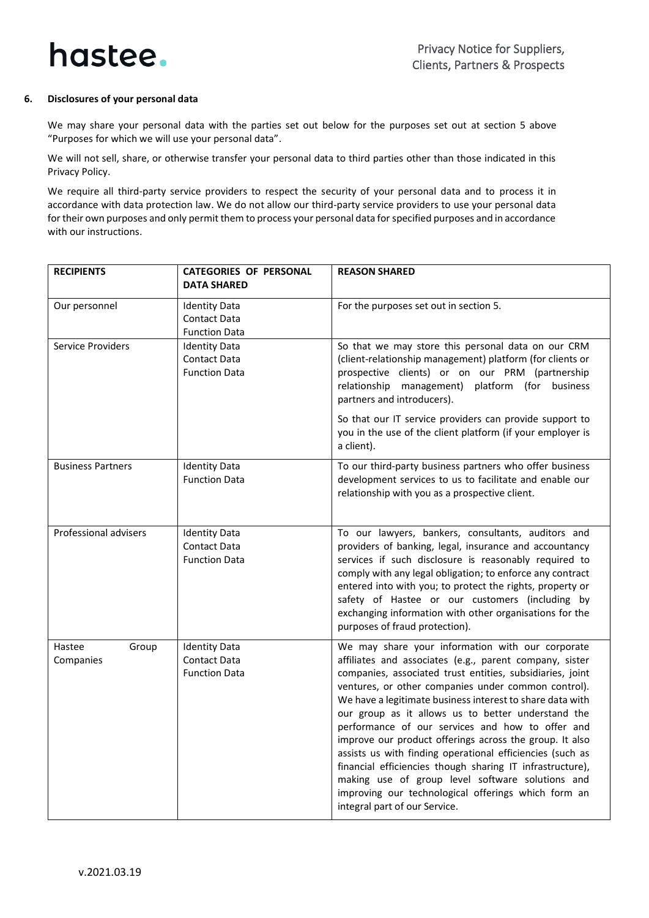## 6. Disclosures of your personal data

We may share your personal data with the parties set out below for the purposes set out at section 5 above "Purposes for which we will use your personal data".

We will not sell, share, or otherwise transfer your personal data to third parties other than those indicated in this Privacy Policy.

We require all third-party service providers to respect the security of your personal data and to process it in accordance with data protection law. We do not allow our third-party service providers to use your personal data for their own purposes and only permit them to process your personal data for specified purposes and in accordance with our instructions.

| RECIPIENTS | CATEGORIES OF PERSONAL DATA SHARED | REASON SHARED |
|---|---|---|
| Our personnel | Identity Data<br>Contact Data<br>Function Data | For the purposes set out in section 5. |
| Service Providers | Identity Data<br>Contact Data<br>Function Data | So that we may store this personal data on our CRM (client-relationship management) platform (for clients or prospective clients) or on our PRM (partnership relationship management) platform (for business partners and introducers).<br><br>So that our IT service providers can provide support to you in the use of the client platform (if your employer is a client). |
| Business Partners | Identity Data<br>Function Data | To our third-party business partners who offer business development services to us to facilitate and enable our relationship with you as a prospective client. |
| Professional advisers | Identity Data<br>Contact Data<br>Function Data | To our lawyers, bankers, consultants, auditors and providers of banking, legal, insurance and accountancy services if such disclosure is reasonably required to comply with any legal obligation; to enforce any contract entered into with you; to protect the rights, property or safety of Hastee or our customers (including by exchanging information with other organisations for the purposes of fraud protection). |
| Hastee Group Companies | Identity Data<br>Contact Data<br>Function Data | We may share your information with our corporate affiliates and associates (e.g., parent company, sister companies, associated trust entities, subsidiaries, joint ventures, or other companies under common control). We have a legitimate business interest to share data with our group as it allows us to better understand the performance of our services and how to offer and improve our product offerings across the group. It also assists us with finding operational efficiencies (such as financial efficiencies though sharing IT infrastructure), making use of group level software solutions and improving our technological offerings which form an integral part of our Service. |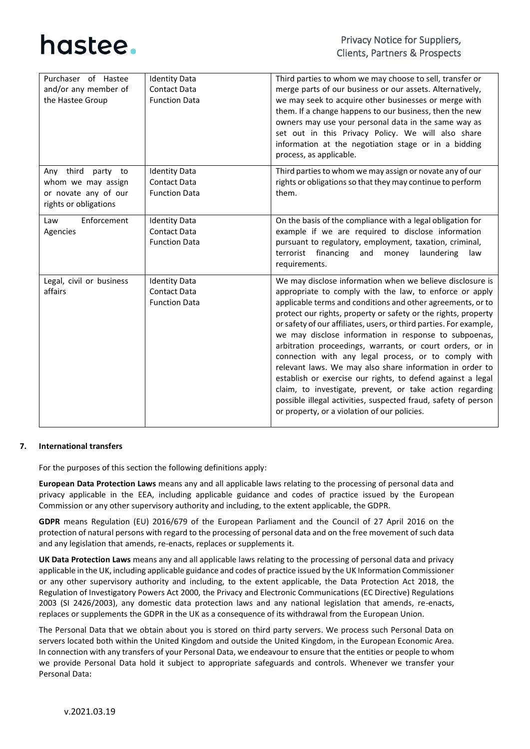| Purchaser of Hastee and/or any member of the Hastee Group | Identity Data<br>Contact Data<br>Function Data | Third parties to whom we may choose to sell, transfer or merge parts of our business or our assets. Alternatively, we may seek to acquire other businesses or merge with them. If a change happens to our business, then the new owners may use your personal data in the same way as set out in this Privacy Policy. We will also share information at the negotiation stage or in a bidding process, as applicable. |
|---|---|---|
| Any third party to whom we may assign or novate any of our rights or obligations | Identity Data<br>Contact Data<br>Function Data | Third parties to whom we may assign or novate any of our rights or obligations so that they may continue to perform them. |
| Law Enforcement Agencies | Identity Data<br>Contact Data<br>Function Data | On the basis of the compliance with a legal obligation for example if we are required to disclose information pursuant to regulatory, employment, taxation, criminal, terrorist financing and money laundering law requirements. |
| Legal, civil or business affairs | Identity Data<br>Contact Data<br>Function Data | We may disclose information when we believe disclosure is appropriate to comply with the law, to enforce or apply applicable terms and conditions and other agreements, or to protect our rights, property or safety or the rights, property or safety of our affiliates, users, or third parties. For example, we may disclose information in response to subpoenas, arbitration proceedings, warrants, or court orders, or in connection with any legal process, or to comply with relevant laws. We may also share information in order to establish or exercise our rights, to defend against a legal claim, to investigate, prevent, or take action regarding possible illegal activities, suspected fraud, safety of person or property, or a violation of our policies. |

## 7. International transfers

For the purposes of this section the following definitions apply:

**European Data Protection Laws** means any and all applicable laws relating to the processing of personal data and privacy applicable in the EEA, including applicable guidance and codes of practice issued by the European Commission or any other supervisory authority and including, to the extent applicable, the GDPR.

**GDPR** means Regulation (EU) 2016/679 of the European Parliament and the Council of 27 April 2016 on the protection of natural persons with regard to the processing of personal data and on the free movement of such data and any legislation that amends, re-enacts, replaces or supplements it.

**UK Data Protection Laws** means any and all applicable laws relating to the processing of personal data and privacy applicable in the UK, including applicable guidance and codes of practice issued by the UK Information Commissioner or any other supervisory authority and including, to the extent applicable, the Data Protection Act 2018, the Regulation of Investigatory Powers Act 2000, the Privacy and Electronic Communications (EC Directive) Regulations 2003 (SI 2426/2003), any domestic data protection laws and any national legislation that amends, re-enacts, replaces or supplements the GDPR in the UK as a consequence of its withdrawal from the European Union.

The Personal Data that we obtain about you is stored on third party servers. We process such Personal Data on servers located both within the United Kingdom and outside the United Kingdom, in the European Economic Area. In connection with any transfers of your Personal Data, we endeavour to ensure that the entities or people to whom we provide Personal Data hold it subject to appropriate safeguards and controls. Whenever we transfer your Personal Data:

v.2021.03.19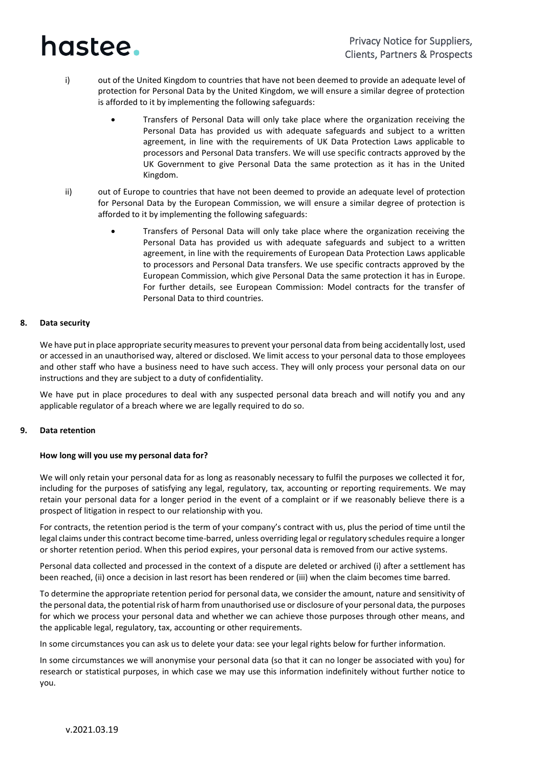i) out of the United Kingdom to countries that have not been deemed to provide an adequate level of protection for Personal Data by the United Kingdom, we will ensure a similar degree of protection is afforded to it by implementing the following safeguards:

- Transfers of Personal Data will only take place where the organization receiving the Personal Data has provided us with adequate safeguards and subject to a written agreement, in line with the requirements of UK Data Protection Laws applicable to processors and Personal Data transfers. We will use specific contracts approved by the UK Government to give Personal Data the same protection as it has in the United Kingdom.

ii) out of Europe to countries that have not been deemed to provide an adequate level of protection for Personal Data by the European Commission, we will ensure a similar degree of protection is afforded to it by implementing the following safeguards:

- Transfers of Personal Data will only take place where the organization receiving the Personal Data has provided us with adequate safeguards and subject to a written agreement, in line with the requirements of European Data Protection Laws applicable to processors and Personal Data transfers. We use specific contracts approved by the European Commission, which give Personal Data the same protection it has in Europe. For further details, see European Commission: Model contracts for the transfer of Personal Data to third countries.

## 8. Data security

We have put in place appropriate security measures to prevent your personal data from being accidentally lost, used or accessed in an unauthorised way, altered or disclosed. We limit access to your personal data to those employees and other staff who have a business need to have such access. They will only process your personal data on our instructions and they are subject to a duty of confidentiality.

We have put in place procedures to deal with any suspected personal data breach and will notify you and any applicable regulator of a breach where we are legally required to do so.

## 9. Data retention

### How long will you use my personal data for?

We will only retain your personal data for as long as reasonably necessary to fulfil the purposes we collected it for, including for the purposes of satisfying any legal, regulatory, tax, accounting or reporting requirements. We may retain your personal data for a longer period in the event of a complaint or if we reasonably believe there is a prospect of litigation in respect to our relationship with you.

For contracts, the retention period is the term of your company's contract with us, plus the period of time until the legal claims under this contract become time-barred, unless overriding legal or regulatory schedules require a longer or shorter retention period. When this period expires, your personal data is removed from our active systems.

Personal data collected and processed in the context of a dispute are deleted or archived (i) after a settlement has been reached, (ii) once a decision in last resort has been rendered or (iii) when the claim becomes time barred.

To determine the appropriate retention period for personal data, we consider the amount, nature and sensitivity of the personal data, the potential risk of harm from unauthorised use or disclosure of your personal data, the purposes for which we process your personal data and whether we can achieve those purposes through other means, and the applicable legal, regulatory, tax, accounting or other requirements.

In some circumstances you can ask us to delete your data: see your legal rights below for further information.

In some circumstances we will anonymise your personal data (so that it can no longer be associated with you) for research or statistical purposes, in which case we may use this information indefinitely without further notice to you.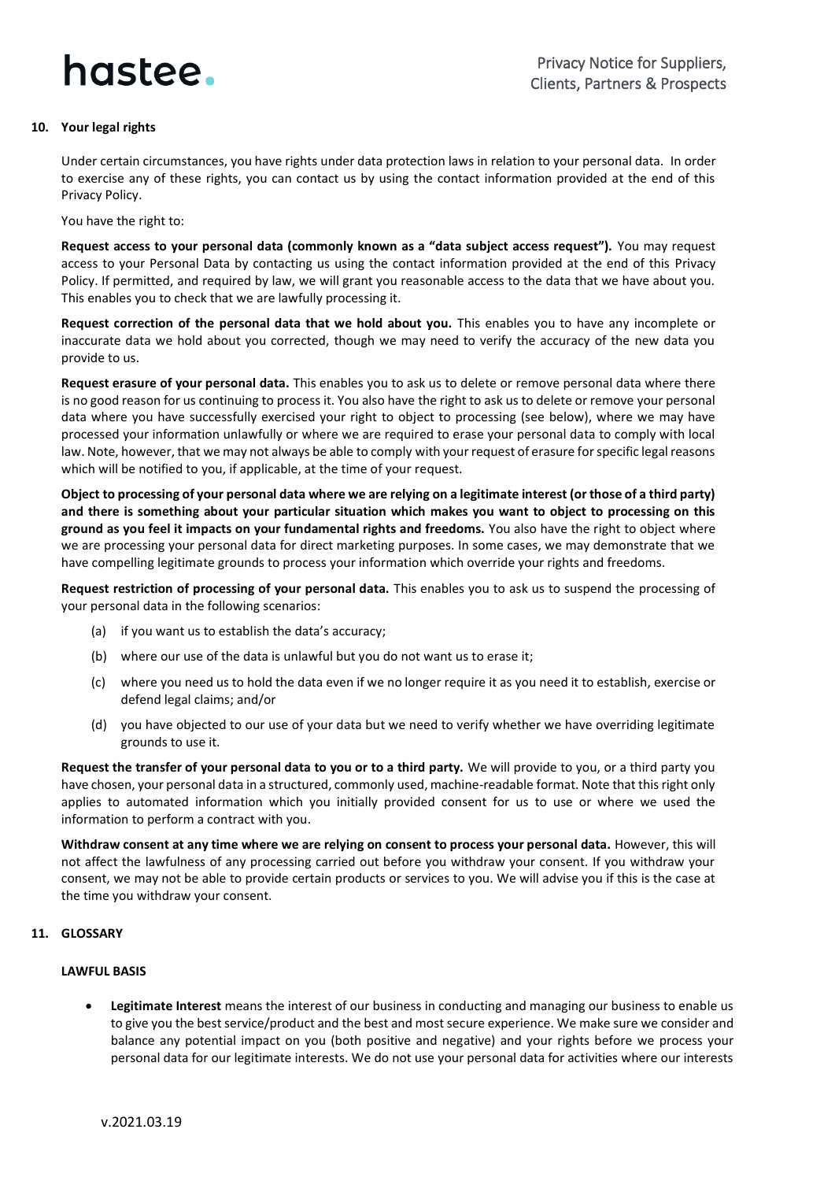## 10. Your legal rights

Under certain circumstances, you have rights under data protection laws in relation to your personal data. In order to exercise any of these rights, you can contact us by using the contact information provided at the end of this Privacy Policy.

You have the right to:

**Request access to your personal data (commonly known as a "data subject access request").** You may request access to your Personal Data by contacting us using the contact information provided at the end of this Privacy Policy. If permitted, and required by law, we will grant you reasonable access to the data that we have about you. This enables you to check that we are lawfully processing it.

**Request correction of the personal data that we hold about you.** This enables you to have any incomplete or inaccurate data we hold about you corrected, though we may need to verify the accuracy of the new data you provide to us.

**Request erasure of your personal data.** This enables you to ask us to delete or remove personal data where there is no good reason for us continuing to process it. You also have the right to ask us to delete or remove your personal data where you have successfully exercised your right to object to processing (see below), where we may have processed your information unlawfully or where we are required to erase your personal data to comply with local law. Note, however, that we may not always be able to comply with your request of erasure for specific legal reasons which will be notified to you, if applicable, at the time of your request.

**Object to processing of your personal data where we are relying on a legitimate interest (or those of a third party) and there is something about your particular situation which makes you want to object to processing on this ground as you feel it impacts on your fundamental rights and freedoms.** You also have the right to object where we are processing your personal data for direct marketing purposes. In some cases, we may demonstrate that we have compelling legitimate grounds to process your information which override your rights and freedoms.

**Request restriction of processing of your personal data.** This enables you to ask us to suspend the processing of your personal data in the following scenarios:

(a) if you want us to establish the data's accuracy;

(b) where our use of the data is unlawful but you do not want us to erase it;

(c) where you need us to hold the data even if we no longer require it as you need it to establish, exercise or defend legal claims; and/or

(d) you have objected to our use of your data but we need to verify whether we have overriding legitimate grounds to use it.

**Request the transfer of your personal data to you or to a third party.** We will provide to you, or a third party you have chosen, your personal data in a structured, commonly used, machine-readable format. Note that this right only applies to automated information which you initially provided consent for us to use or where we used the information to perform a contract with you.

**Withdraw consent at any time where we are relying on consent to process your personal data.** However, this will not affect the lawfulness of any processing carried out before you withdraw your consent. If you withdraw your consent, we may not be able to provide certain products or services to you. We will advise you if this is the case at the time you withdraw your consent.

## 11. GLOSSARY

### LAWFUL BASIS

- **Legitimate Interest** means the interest of our business in conducting and managing our business to enable us to give you the best service/product and the best and most secure experience. We make sure we consider and balance any potential impact on you (both positive and negative) and your rights before we process your personal data for our legitimate interests. We do not use your personal data for activities where our interests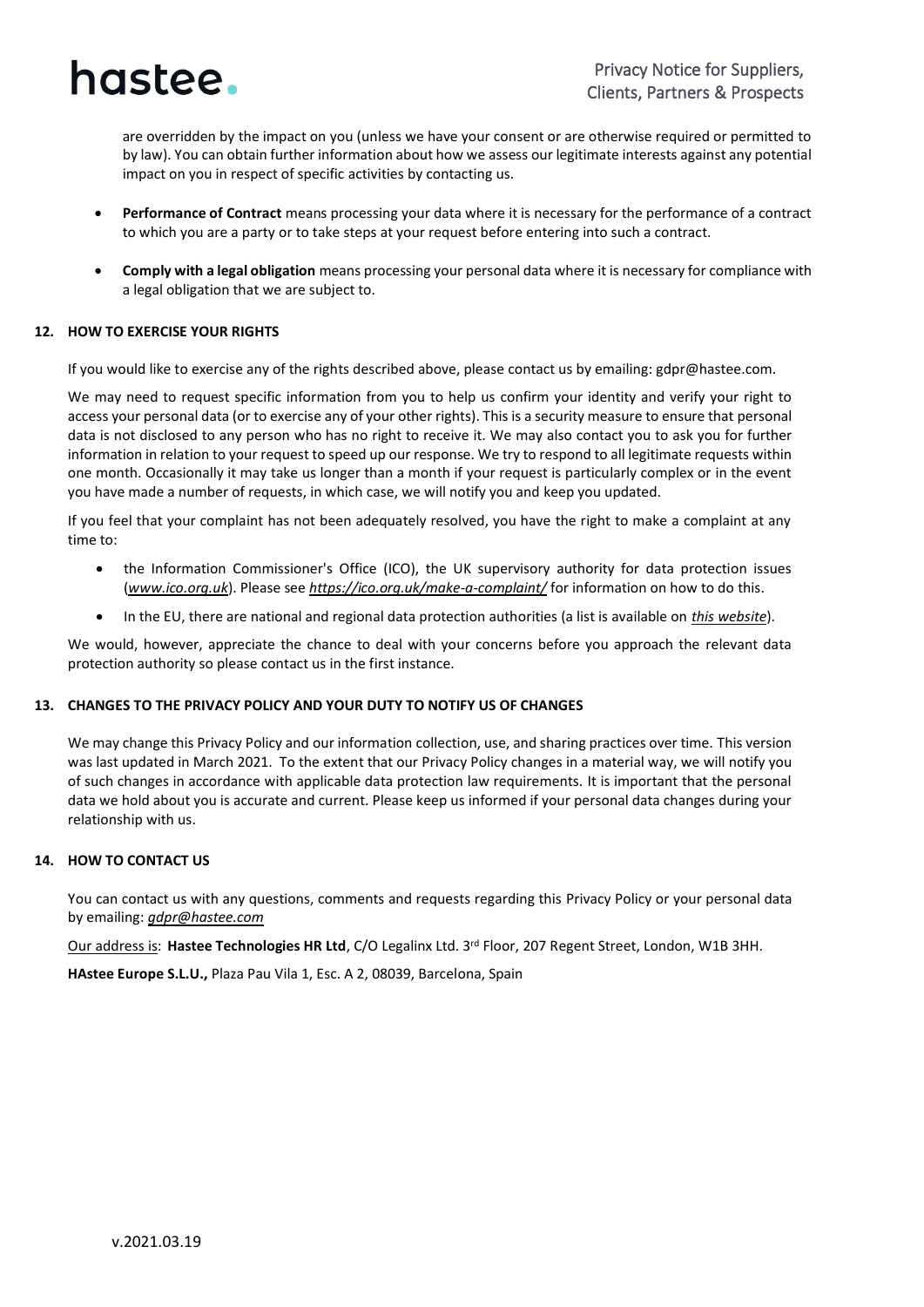are overridden by the impact on you (unless we have your consent or are otherwise required or permitted to by law). You can obtain further information about how we assess our legitimate interests against any potential impact on you in respect of specific activities by contacting us.

- **Performance of Contract** means processing your data where it is necessary for the performance of a contract to which you are a party or to take steps at your request before entering into such a contract.
- **Comply with a legal obligation** means processing your personal data where it is necessary for compliance with a legal obligation that we are subject to.

## 12. HOW TO EXERCISE YOUR RIGHTS

If you would like to exercise any of the rights described above, please contact us by emailing: gdpr@hastee.com.

We may need to request specific information from you to help us confirm your identity and verify your right to access your personal data (or to exercise any of your other rights). This is a security measure to ensure that personal data is not disclosed to any person who has no right to receive it. We may also contact you to ask you for further information in relation to your request to speed up our response. We try to respond to all legitimate requests within one month. Occasionally it may take us longer than a month if your request is particularly complex or in the event you have made a number of requests, in which case, we will notify you and keep you updated.

If you feel that your complaint has not been adequately resolved, you have the right to make a complaint at any time to:

- the Information Commissioner's Office (ICO), the UK supervisory authority for data protection issues (*www.ico.org.uk*). Please see *https://ico.org.uk/make-a-complaint/* for information on how to do this.
- In the EU, there are national and regional data protection authorities (a list is available on *this website*).

We would, however, appreciate the chance to deal with your concerns before you approach the relevant data protection authority so please contact us in the first instance.

## 13. CHANGES TO THE PRIVACY POLICY AND YOUR DUTY TO NOTIFY US OF CHANGES

We may change this Privacy Policy and our information collection, use, and sharing practices over time. This version was last updated in March 2021. To the extent that our Privacy Policy changes in a material way, we will notify you of such changes in accordance with applicable data protection law requirements. It is important that the personal data we hold about you is accurate and current. Please keep us informed if your personal data changes during your relationship with us.

## 14. HOW TO CONTACT US

You can contact us with any questions, comments and requests regarding this Privacy Policy or your personal data by emailing: *gdpr@hastee.com*

Our address is: **Hastee Technologies HR Ltd**, C/O Legalinx Ltd. 3rd Floor, 207 Regent Street, London, W1B 3HH.

**HAstee Europe S.L.U.,** Plaza Pau Vila 1, Esc. A 2, 08039, Barcelona, Spain

v.2021.03.19